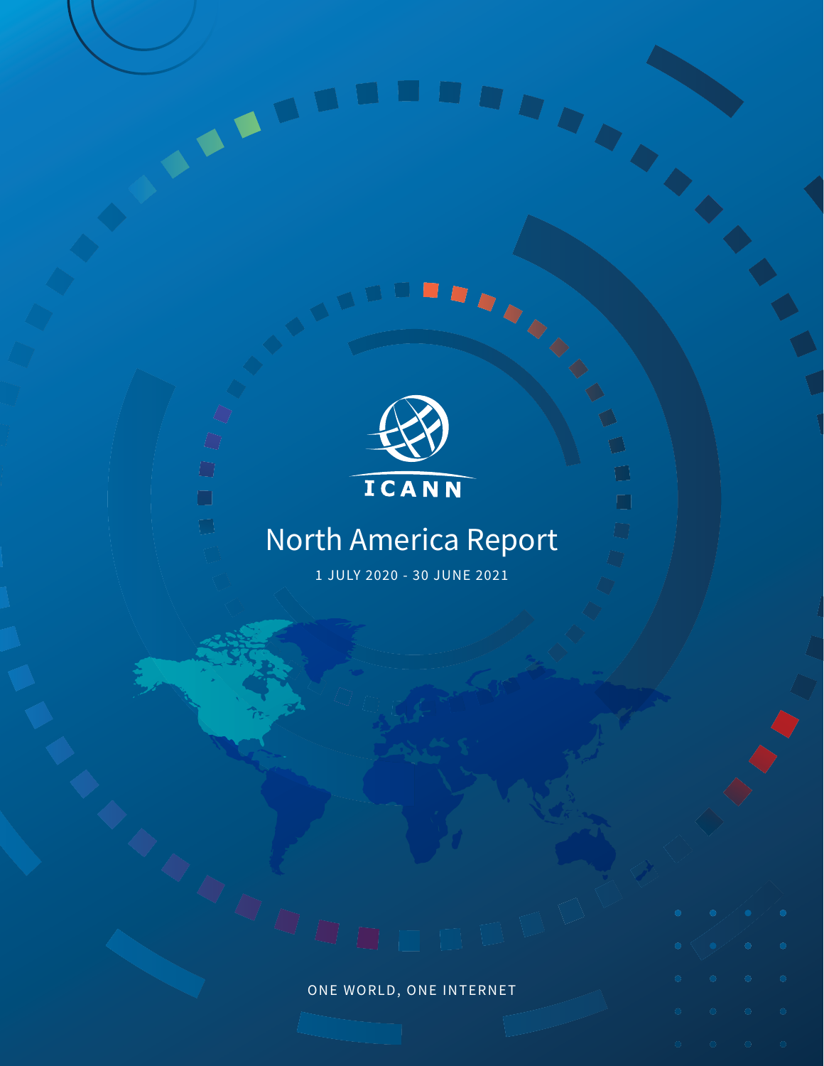ICANN

# North America Report

1 JULY 2020 - 30 JUNE 2021

ONE WORLD, ONE INTERNET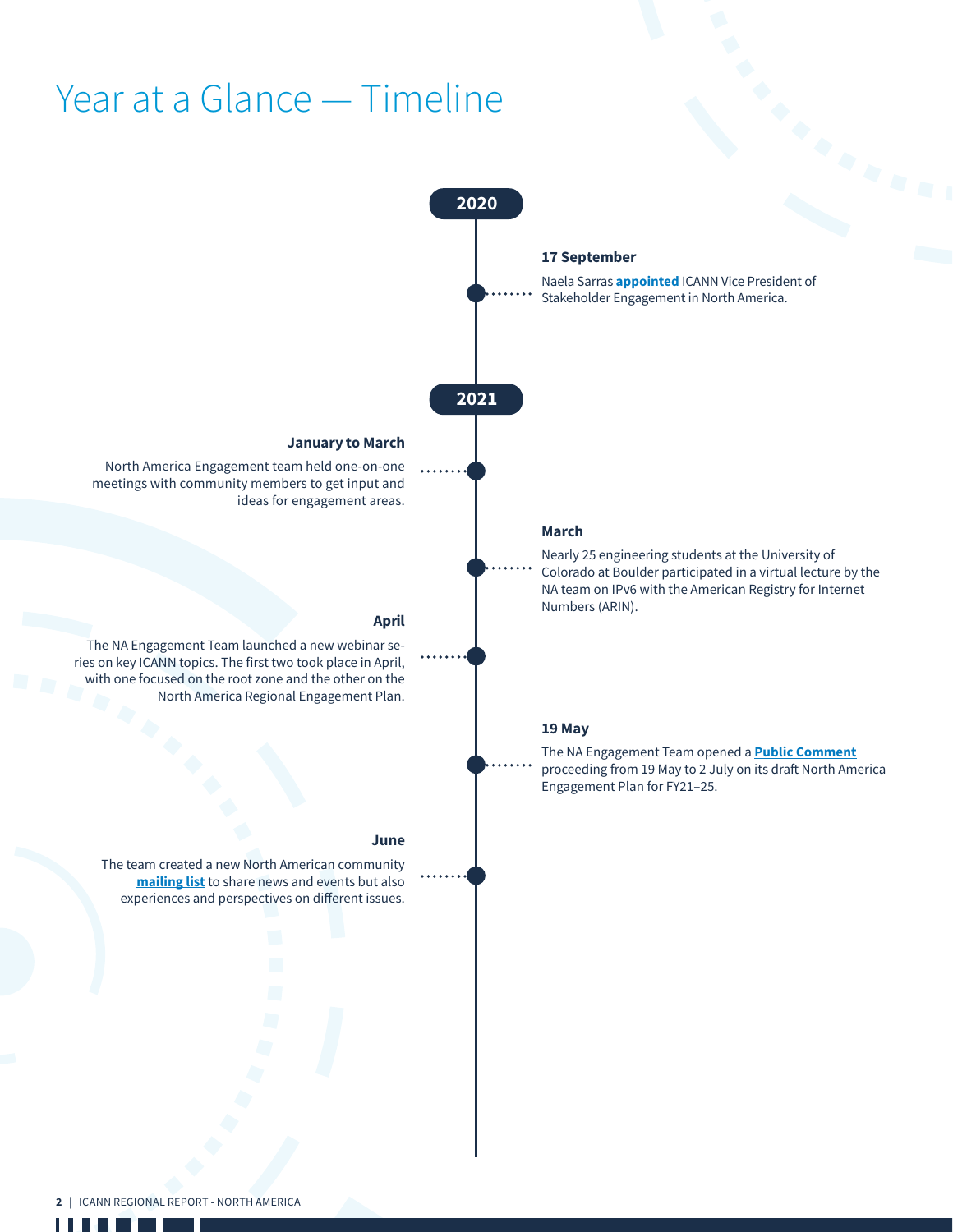# Year at a Glance — Timeline

## 2020

**17 September**

Naela Sarras **appointed** ICANN Vice President of Stakeholder Engagement in North America.

## 2021

**January to March**

North America Engagement team held one-on-one meetings with community members to get input and ideas for engagement areas.

**March**

Nearly 25 engineering students at the University of Colorado at Boulder participated in a virtual lecture by the NA team on IPv6 with the American Registry for Internet Numbers (ARIN).

**April**

The NA Engagement Team launched a new webinar series on key ICANN topics. The first two took place in April, with one focused on the root zone and the other on the North America Regional Engagement Plan.

**19 May**

The NA Engagement Team opened a **Public Comment** proceeding from 19 May to 2 July on its draft North America Engagement Plan for FY21–25.

**June**

The team created a new North American community **mailing list** to share news and events but also experiences and perspectives on different issues.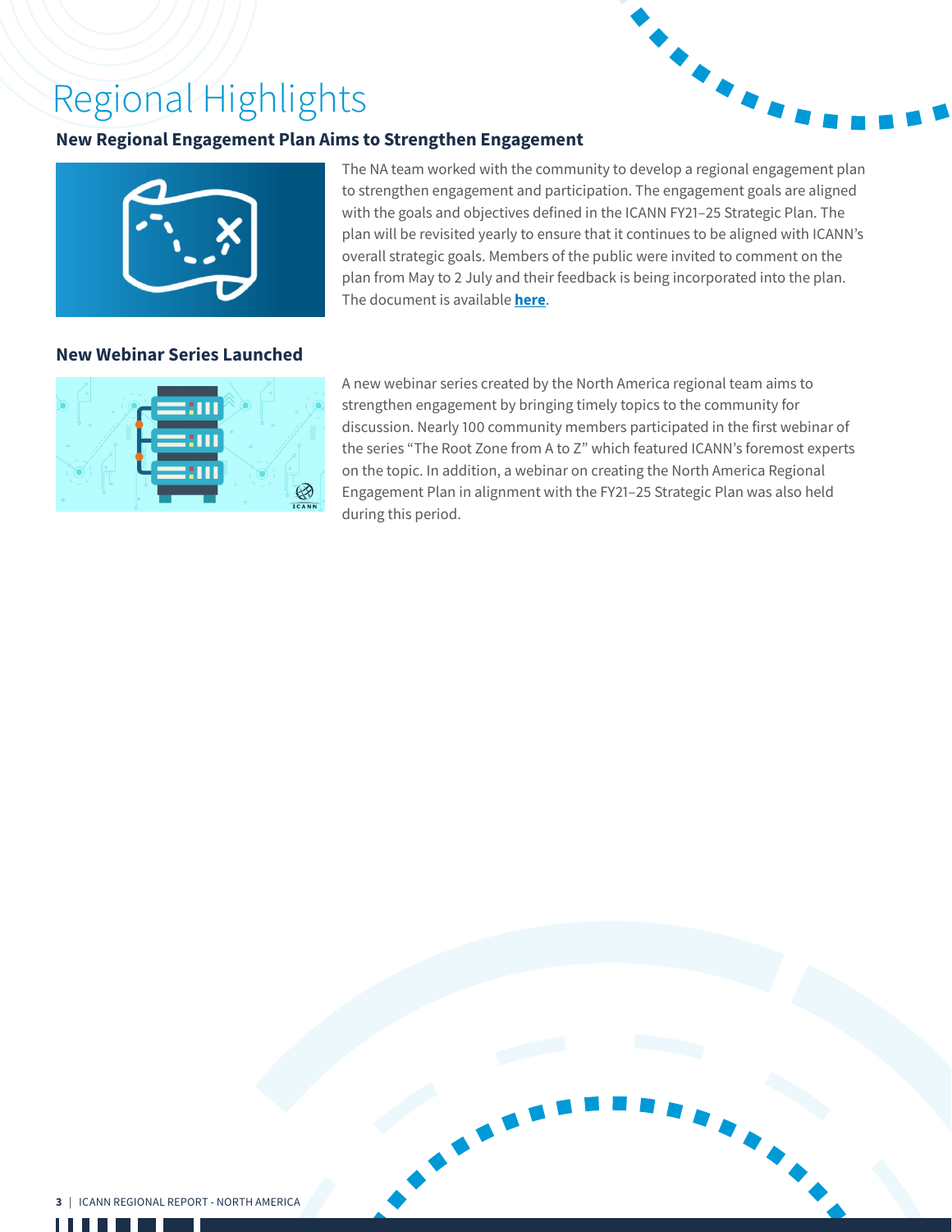# Regional Highlights

## New Regional Engagement Plan Aims to Strengthen Engagement

The NA team worked with the community to develop a regional engagement plan to strengthen engagement and participation. The engagement goals are aligned with the goals and objectives defined in the ICANN FY21–25 Strategic Plan. The plan will be revisited yearly to ensure that it continues to be aligned with ICANN's overall strategic goals. Members of the public were invited to comment on the plan from May to 2 July and their feedback is being incorporated into the plan. The document is available **here**.

## New Webinar Series Launched

A new webinar series created by the North America regional team aims to strengthen engagement by bringing timely topics to the community for discussion. Nearly 100 community members participated in the first webinar of the series "The Root Zone from A to Z" which featured ICANN's foremost experts on the topic. In addition, a webinar on creating the North America Regional Engagement Plan in alignment with the FY21–25 Strategic Plan was also held during this period.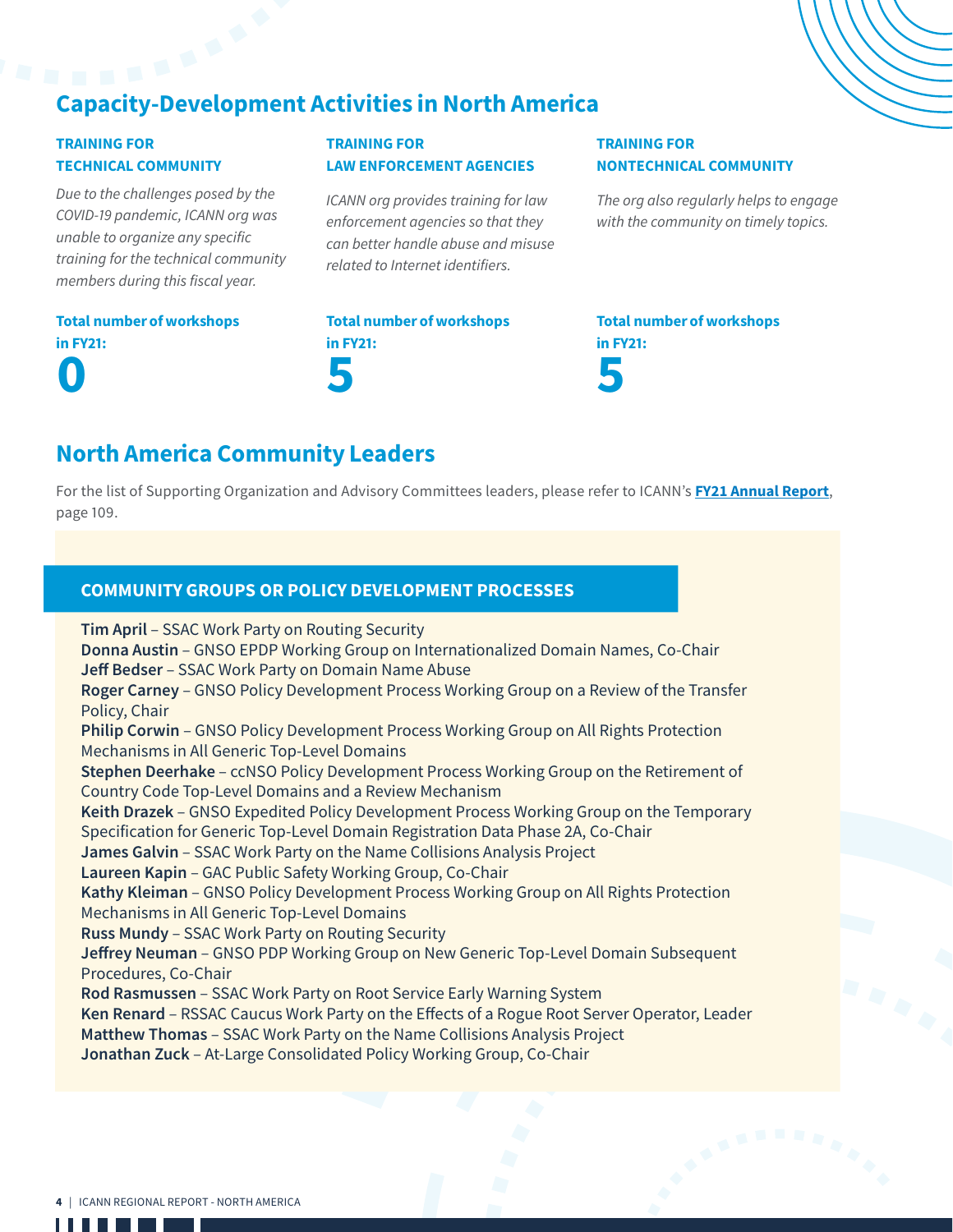## Capacity-Development Activities in North America

### TRAINING FOR TECHNICAL COMMUNITY

*Due to the challenges posed by the COVID-19 pandemic, ICANN org was unable to organize any specific training for the technical community members during this fiscal year.*

**Total number of workshops in FY21:**

**0**

### TRAINING FOR LAW ENFORCEMENT AGENCIES

*ICANN org provides training for law enforcement agencies so that they can better handle abuse and misuse related to Internet identifiers.*

**Total number of workshops in FY21:**

**5**

### TRAINING FOR NONTECHNICAL COMMUNITY

*The org also regularly helps to engage with the community on timely topics.*

**Total number of workshops in FY21:**

**5**

## North America Community Leaders

For the list of Supporting Organization and Advisory Committees leaders, please refer to ICANN's **FY21 Annual Report**, page 109.

### COMMUNITY GROUPS OR POLICY DEVELOPMENT PROCESSES

**Tim April** – SSAC Work Party on Routing Security
**Donna Austin** – GNSO EPDP Working Group on Internationalized Domain Names, Co-Chair
**Jeff Bedser** – SSAC Work Party on Domain Name Abuse
**Roger Carney** – GNSO Policy Development Process Working Group on a Review of the Transfer Policy, Chair
**Philip Corwin** – GNSO Policy Development Process Working Group on All Rights Protection Mechanisms in All Generic Top-Level Domains
**Stephen Deerhake** – ccNSO Policy Development Process Working Group on the Retirement of Country Code Top-Level Domains and a Review Mechanism
**Keith Drazek** – GNSO Expedited Policy Development Process Working Group on the Temporary Specification for Generic Top-Level Domain Registration Data Phase 2A, Co-Chair
**James Galvin** – SSAC Work Party on the Name Collisions Analysis Project
**Laureen Kapin** – GAC Public Safety Working Group, Co-Chair
**Kathy Kleiman** – GNSO Policy Development Process Working Group on All Rights Protection Mechanisms in All Generic Top-Level Domains
**Russ Mundy** – SSAC Work Party on Routing Security
**Jeffrey Neuman** – GNSO PDP Working Group on New Generic Top-Level Domain Subsequent Procedures, Co-Chair
**Rod Rasmussen** – SSAC Work Party on Root Service Early Warning System
**Ken Renard** – RSSAC Caucus Work Party on the Effects of a Rogue Root Server Operator, Leader
**Matthew Thomas** – SSAC Work Party on the Name Collisions Analysis Project
**Jonathan Zuck** – At-Large Consolidated Policy Working Group, Co-Chair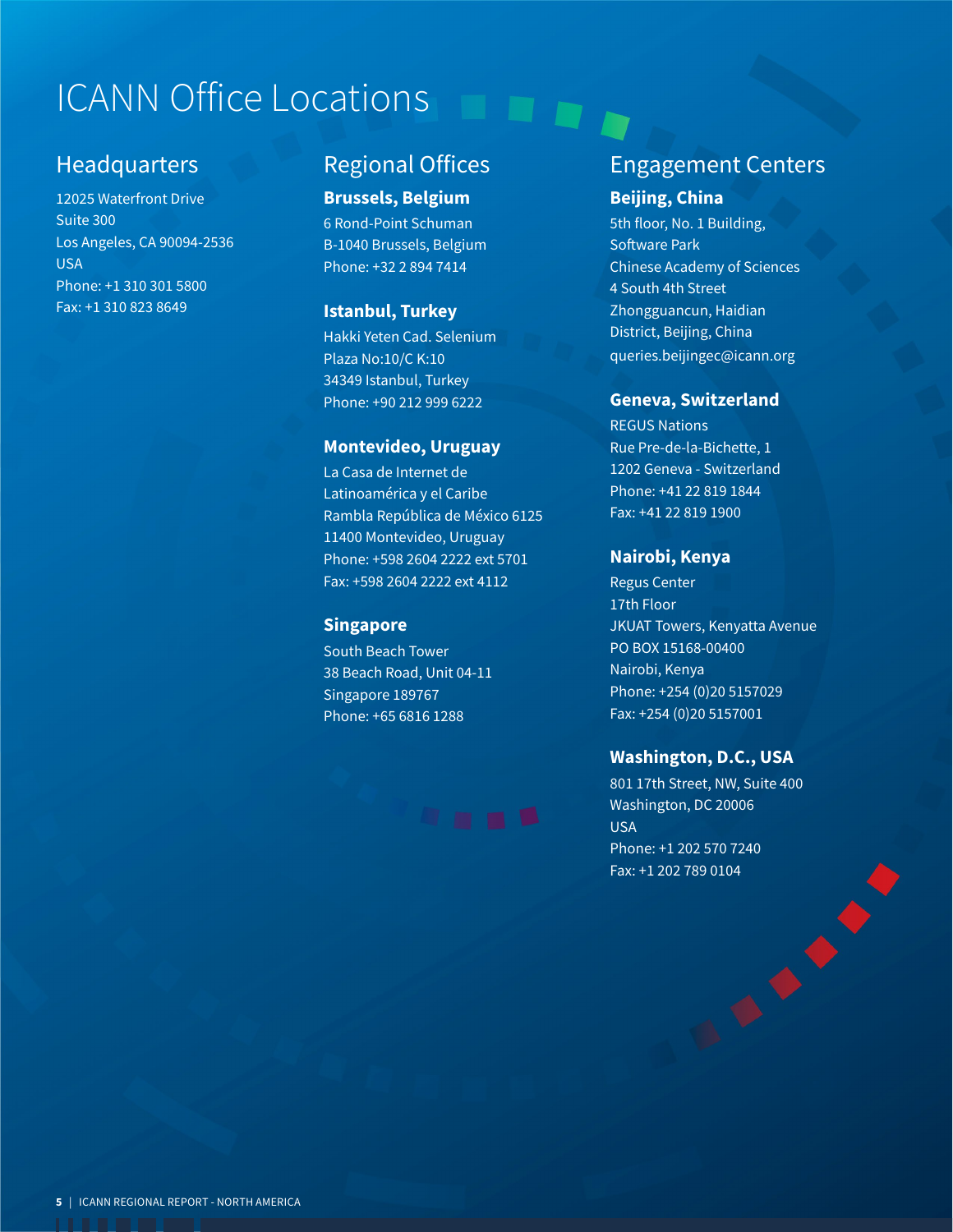# ICANN Office Locations

## Headquarters

12025 Waterfront Drive
Suite 300
Los Angeles, CA 90094-2536
USA
Phone: +1 310 301 5800
Fax: +1 310 823 8649

## Regional Offices

### Brussels, Belgium

6 Rond-Point Schuman
B-1040 Brussels, Belgium
Phone: +32 2 894 7414

### Istanbul, Turkey

Hakki Yeten Cad. Selenium
Plaza No:10/C K:10
34349 Istanbul, Turkey
Phone: +90 212 999 6222

### Montevideo, Uruguay

La Casa de Internet de
Latinoamérica y el Caribe
Rambla República de México 6125
11400 Montevideo, Uruguay
Phone: +598 2604 2222 ext 5701
Fax: +598 2604 2222 ext 4112

### Singapore

South Beach Tower
38 Beach Road, Unit 04-11
Singapore 189767
Phone: +65 6816 1288

## Engagement Centers

### Beijing, China

5th floor, No. 1 Building,
Software Park
Chinese Academy of Sciences
4 South 4th Street
Zhongguancun, Haidian
District, Beijing, China
queries.beijingec@icann.org

### Geneva, Switzerland

REGUS Nations
Rue Pre-de-la-Bichette, 1
1202 Geneva - Switzerland
Phone: +41 22 819 1844
Fax: +41 22 819 1900

### Nairobi, Kenya

Regus Center
17th Floor
JKUAT Towers, Kenyatta Avenue
PO BOX 15168-00400
Nairobi, Kenya
Phone: +254 (0)20 5157029
Fax: +254 (0)20 5157001

### Washington, D.C., USA

801 17th Street, NW, Suite 400
Washington, DC 20006
USA
Phone: +1 202 570 7240
Fax: +1 202 789 0104